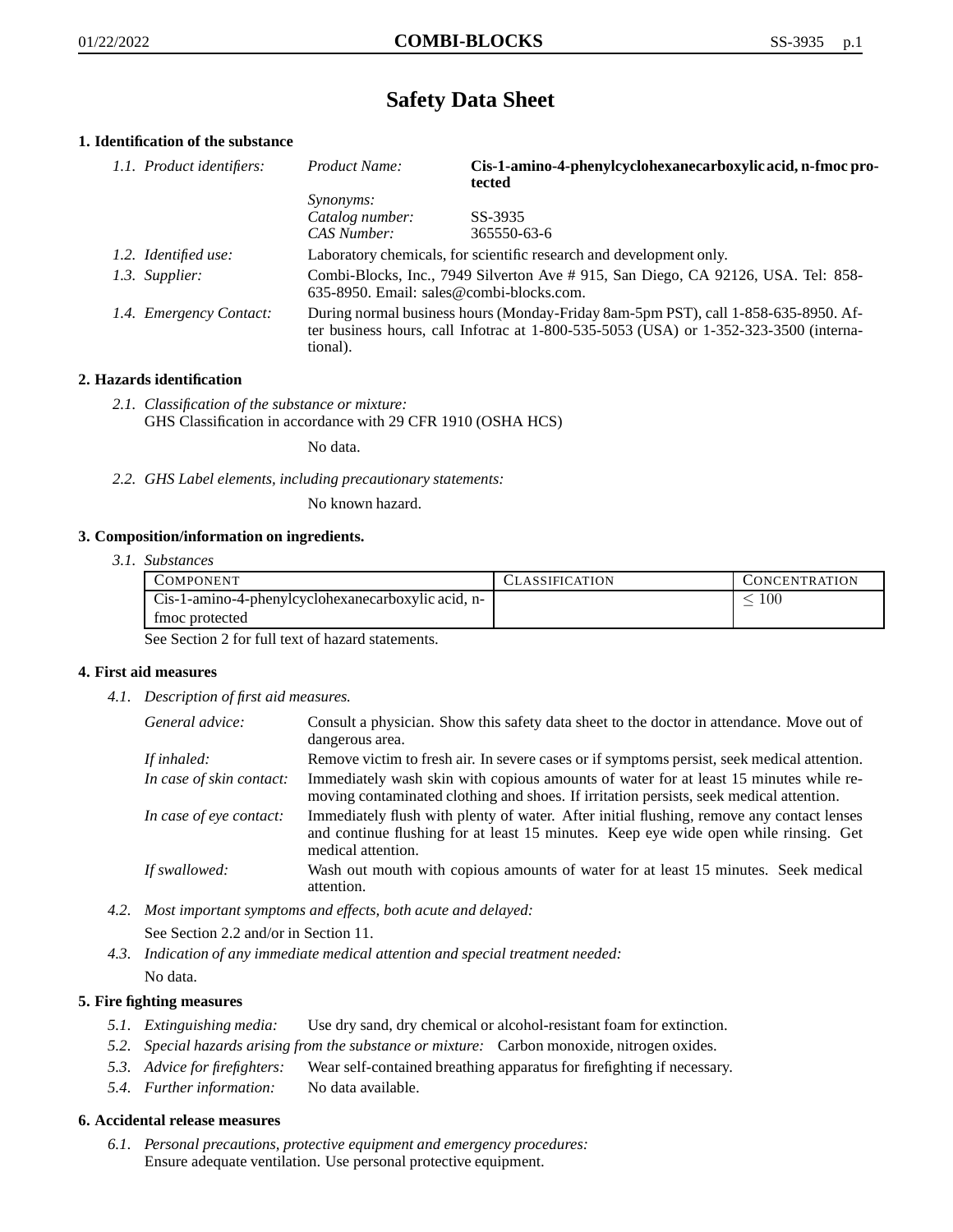# Safety Data Sheet

## 1. Identification of the substance

*1.1. Product identifiers:*

| | |
|---|---|
| *Product Name:* | **Cis-1-amino-4-phenylcyclohexanecarboxylic acid, n-fmoc protected** |
| *Synonyms:* | |
| *Catalog number:* | SS-3935 |
| *CAS Number:* | 365550-63-6 |

*1.2. Identified use:* Laboratory chemicals, for scientific research and development only.

*1.3. Supplier:* Combi-Blocks, Inc., 7949 Silverton Ave # 915, San Diego, CA 92126, USA. Tel: 858-635-8950. Email: sales@combi-blocks.com.

*1.4. Emergency Contact:* During normal business hours (Monday-Friday 8am-5pm PST), call 1-858-635-8950. After business hours, call Infotrac at 1-800-535-5053 (USA) or 1-352-323-3500 (international).

## 2. Hazards identification

*2.1. Classification of the substance or mixture:*
GHS Classification in accordance with 29 CFR 1910 (OSHA HCS)

No data.

*2.2. GHS Label elements, including precautionary statements:*

No known hazard.

## 3. Composition/information on ingredients.

*3.1. Substances*

| Component | Classification | Concentration |
|---|---|---|
| Cis-1-amino-4-phenylcyclohexanecarboxylic acid, n-fmoc protected | | $\leq 100$ |

See Section 2 for full text of hazard statements.

## 4. First aid measures

*4.1. Description of first aid measures.*

*General advice:* Consult a physician. Show this safety data sheet to the doctor in attendance. Move out of dangerous area.

*If inhaled:* Remove victim to fresh air. In severe cases or if symptoms persist, seek medical attention.

*In case of skin contact:* Immediately wash skin with copious amounts of water for at least 15 minutes while removing contaminated clothing and shoes. If irritation persists, seek medical attention.

*In case of eye contact:* Immediately flush with plenty of water. After initial flushing, remove any contact lenses and continue flushing for at least 15 minutes. Keep eye wide open while rinsing. Get medical attention.

*If swallowed:* Wash out mouth with copious amounts of water for at least 15 minutes. Seek medical attention.

*4.2. Most important symptoms and effects, both acute and delayed:*

See Section 2.2 and/or in Section 11.

*4.3. Indication of any immediate medical attention and special treatment needed:*

No data.

## 5. Fire fighting measures

*5.1. Extinguishing media:* Use dry sand, dry chemical or alcohol-resistant foam for extinction.

*5.2. Special hazards arising from the substance or mixture:* Carbon monoxide, nitrogen oxides.

*5.3. Advice for firefighters:* Wear self-contained breathing apparatus for firefighting if necessary.

*5.4. Further information:* No data available.

## 6. Accidental release measures

*6.1. Personal precautions, protective equipment and emergency procedures:*
Ensure adequate ventilation. Use personal protective equipment.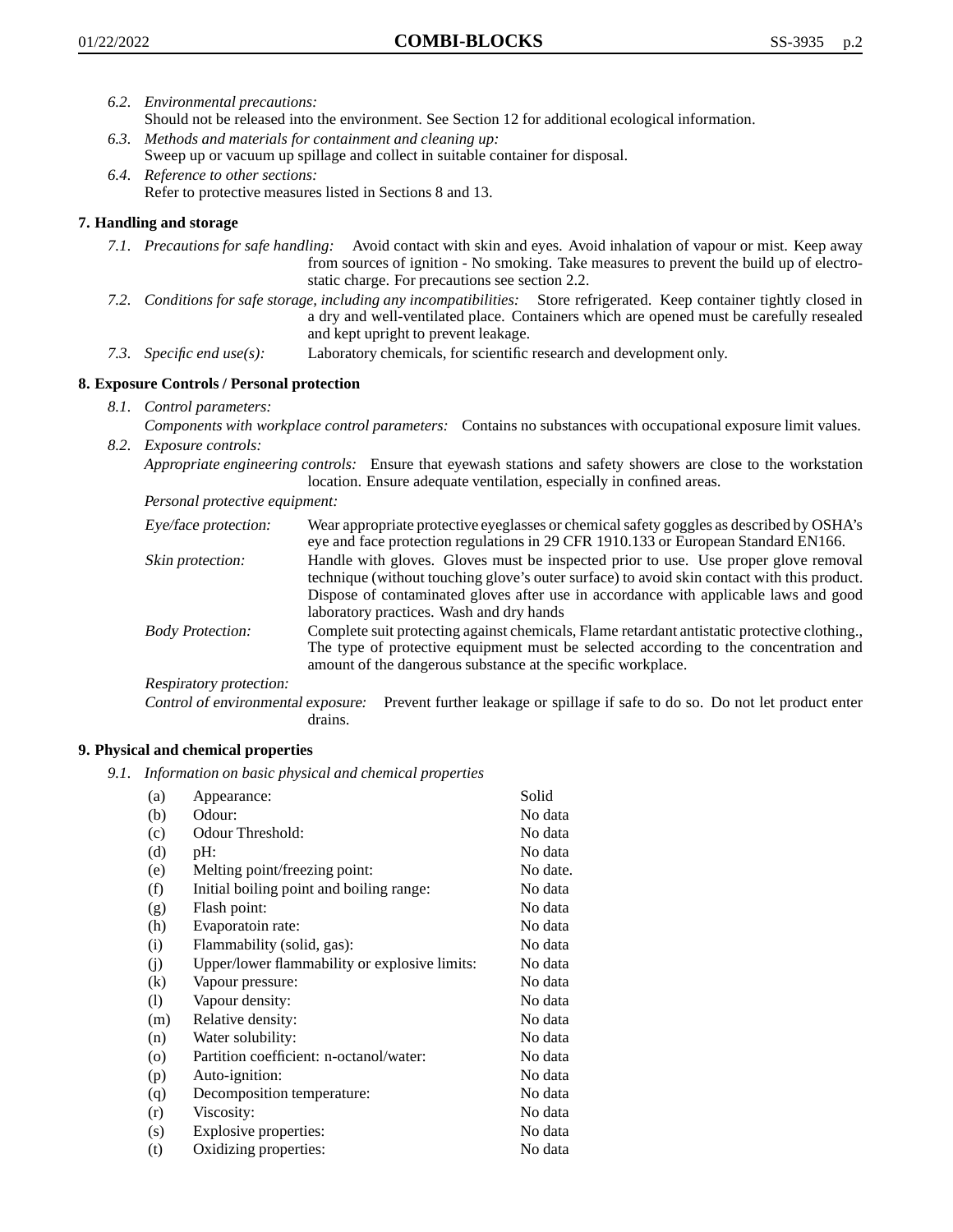6.2. *Environmental precautions:*
Should not be released into the environment. See Section 12 for additional ecological information.

6.3. *Methods and materials for containment and cleaning up:*
Sweep up or vacuum up spillage and collect in suitable container for disposal.

6.4. *Reference to other sections:*
Refer to protective measures listed in Sections 8 and 13.

## 7. Handling and storage

7.1. *Precautions for safe handling:* Avoid contact with skin and eyes. Avoid inhalation of vapour or mist. Keep away from sources of ignition - No smoking. Take measures to prevent the build up of electrostatic charge. For precautions see section 2.2.

7.2. *Conditions for safe storage, including any incompatibilities:* Store refrigerated. Keep container tightly closed in a dry and well-ventilated place. Containers which are opened must be carefully resealed and kept upright to prevent leakage.

7.3. *Specific end use(s):* Laboratory chemicals, for scientific research and development only.

## 8. Exposure Controls / Personal protection

8.1. *Control parameters:*
*Components with workplace control parameters:* Contains no substances with occupational exposure limit values.

8.2. *Exposure controls:*
*Appropriate engineering controls:* Ensure that eyewash stations and safety showers are close to the workstation location. Ensure adequate ventilation, especially in confined areas.

*Personal protective equipment:*

*Eye/face protection:* Wear appropriate protective eyeglasses or chemical safety goggles as described by OSHA's eye and face protection regulations in 29 CFR 1910.133 or European Standard EN166.

*Skin protection:* Handle with gloves. Gloves must be inspected prior to use. Use proper glove removal technique (without touching glove's outer surface) to avoid skin contact with this product. Dispose of contaminated gloves after use in accordance with applicable laws and good laboratory practices. Wash and dry hands

*Body Protection:* Complete suit protecting against chemicals, Flame retardant antistatic protective clothing., The type of protective equipment must be selected according to the concentration and amount of the dangerous substance at the specific workplace.

*Respiratory protection:*

*Control of environmental exposure:* Prevent further leakage or spillage if safe to do so. Do not let product enter drains.

## 9. Physical and chemical properties

9.1. *Information on basic physical and chemical properties*

| | | |
|---|---|---|
| (a) | Appearance: | Solid |
| (b) | Odour: | No data |
| (c) | Odour Threshold: | No data |
| (d) | pH: | No data |
| (e) | Melting point/freezing point: | No date. |
| (f) | Initial boiling point and boiling range: | No data |
| (g) | Flash point: | No data |
| (h) | Evaporatoin rate: | No data |
| (i) | Flammability (solid, gas): | No data |
| (j) | Upper/lower flammability or explosive limits: | No data |
| (k) | Vapour pressure: | No data |
| (l) | Vapour density: | No data |
| (m) | Relative density: | No data |
| (n) | Water solubility: | No data |
| (o) | Partition coefficient: n-octanol/water: | No data |
| (p) | Auto-ignition: | No data |
| (q) | Decomposition temperature: | No data |
| (r) | Viscosity: | No data |
| (s) | Explosive properties: | No data |
| (t) | Oxidizing properties: | No data |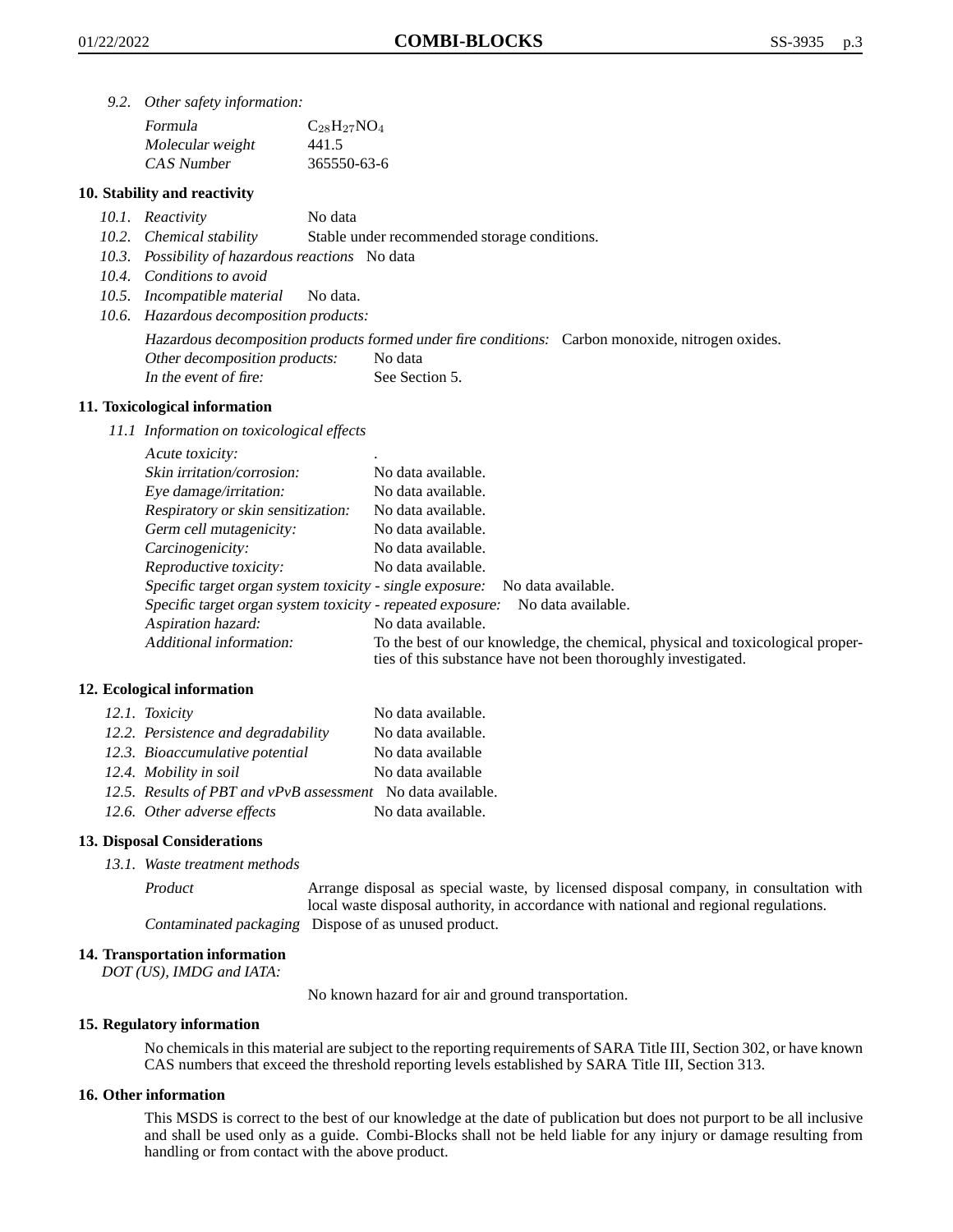*9.2. Other safety information:*

| | |
|---|---|
| *Formula* | $C_{28}H_{27}NO_4$ |
| *Molecular weight* | 441.5 |
| *CAS Number* | 365550-63-6 |

## 10. Stability and reactivity

*10.1. Reactivity* No data

*10.2. Chemical stability* Stable under recommended storage conditions.

*10.3. Possibility of hazardous reactions* No data

*10.4. Conditions to avoid*

*10.5. Incompatible material* No data.

*10.6. Hazardous decomposition products:*

*Hazardous decomposition products formed under fire conditions:* Carbon monoxide, nitrogen oxides.

*Other decomposition products:* No data

*In the event of fire:* See Section 5.

## 11. Toxicological information

*11.1 Information on toxicological effects*

| | |
|---|---|
| *Acute toxicity:* | . |
| *Skin irritation/corrosion:* | No data available. |
| *Eye damage/irritation:* | No data available. |
| *Respiratory or skin sensitization:* | No data available. |
| *Germ cell mutagenicity:* | No data available. |
| *Carcinogenicity:* | No data available. |
| *Reproductive toxicity:* | No data available. |
| *Specific target organ system toxicity - single exposure:* | No data available. |
| *Specific target organ system toxicity - repeated exposure:* | No data available. |
| *Aspiration hazard:* | No data available. |
| *Additional information:* | To the best of our knowledge, the chemical, physical and toxicological properties of this substance have not been thoroughly investigated. |

## 12. Ecological information

| | |
|---|---|
| *12.1. Toxicity* | No data available. |
| *12.2. Persistence and degradability* | No data available. |
| *12.3. Bioaccumulative potential* | No data available |
| *12.4. Mobility in soil* | No data available |
| *12.5. Results of PBT and vPvB assessment* | No data available. |
| *12.6. Other adverse effects* | No data available. |

## 13. Disposal Considerations

*13.1. Waste treatment methods*

*Product* Arrange disposal as special waste, by licensed disposal company, in consultation with local waste disposal authority, in accordance with national and regional regulations.

*Contaminated packaging* Dispose of as unused product.

## 14. Transportation information

*DOT (US), IMDG and IATA:*

No known hazard for air and ground transportation.

## 15. Regulatory information

No chemicals in this material are subject to the reporting requirements of SARA Title III, Section 302, or have known CAS numbers that exceed the threshold reporting levels established by SARA Title III, Section 313.

## 16. Other information

This MSDS is correct to the best of our knowledge at the date of publication but does not purport to be all inclusive and shall be used only as a guide. Combi-Blocks shall not be held liable for any injury or damage resulting from handling or from contact with the above product.